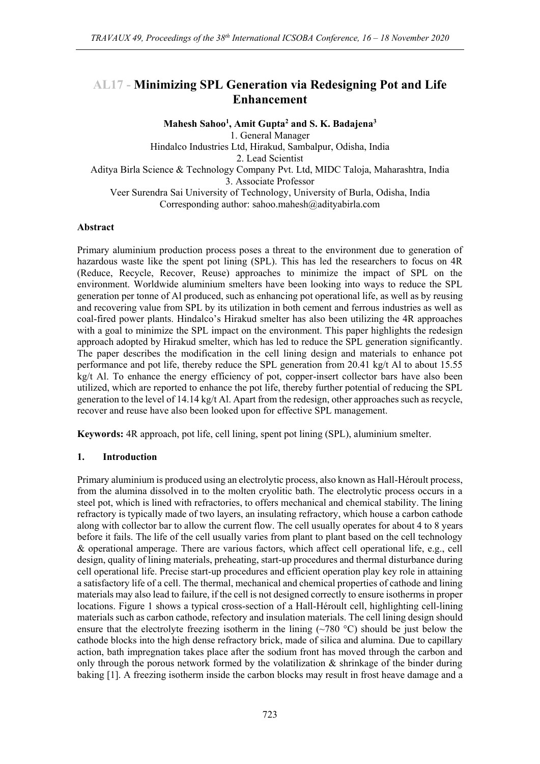# AL17 - Minimizing SPL Generation via Redesigning Pot and Life Enhancement

**Mahesh Sahoo[1], Amit Gupta[2] and S. K. Badajena[3]**

1. General Manager
Hindalco Industries Ltd, Hirakud, Sambalpur, Odisha, India
2. Lead Scientist
Aditya Birla Science & Technology Company Pvt. Ltd, MIDC Taloja, Maharashtra, India
3. Associate Professor
Veer Surendra Sai University of Technology, University of Burla, Odisha, India
Corresponding author: sahoo.mahesh@adityabirla.com

## Abstract

Primary aluminium production process poses a threat to the environment due to generation of hazardous waste like the spent pot lining (SPL). This has led the researchers to focus on 4R (Reduce, Recycle, Recover, Reuse) approaches to minimize the impact of SPL on the environment. Worldwide aluminium smelters have been looking into ways to reduce the SPL generation per tonne of Al produced, such as enhancing pot operational life, as well as by reusing and recovering value from SPL by its utilization in both cement and ferrous industries as well as coal-fired power plants. Hindalco's Hirakud smelter has also been utilizing the 4R approaches with a goal to minimize the SPL impact on the environment. This paper highlights the redesign approach adopted by Hirakud smelter, which has led to reduce the SPL generation significantly. The paper describes the modification in the cell lining design and materials to enhance pot performance and pot life, thereby reduce the SPL generation from 20.41 kg/t Al to about 15.55 kg/t Al. To enhance the energy efficiency of pot, copper-insert collector bars have also been utilized, which are reported to enhance the pot life, thereby further potential of reducing the SPL generation to the level of 14.14 kg/t Al. Apart from the redesign, other approaches such as recycle, recover and reuse have also been looked upon for effective SPL management.

**Keywords:** 4R approach, pot life, cell lining, spent pot lining (SPL), aluminium smelter.

## 1. Introduction

Primary aluminium is produced using an electrolytic process, also known as Hall-Héroult process, from the alumina dissolved in to the molten cryolitic bath. The electrolytic process occurs in a steel pot, which is lined with refractories, to offers mechanical and chemical stability. The lining refractory is typically made of two layers, an insulating refractory, which house a carbon cathode along with collector bar to allow the current flow. The cell usually operates for about 4 to 8 years before it fails. The life of the cell usually varies from plant to plant based on the cell technology & operational amperage. There are various factors, which affect cell operational life, e.g., cell design, quality of lining materials, preheating, start-up procedures and thermal disturbance during cell operational life. Precise start-up procedures and efficient operation play key role in attaining a satisfactory life of a cell. The thermal, mechanical and chemical properties of cathode and lining materials may also lead to failure, if the cell is not designed correctly to ensure isotherms in proper locations. Figure 1 shows a typical cross-section of a Hall-Héroult cell, highlighting cell-lining materials such as carbon cathode, refectory and insulation materials. The cell lining design should ensure that the electrolyte freezing isotherm in the lining (~780 °C) should be just below the cathode blocks into the high dense refractory brick, made of silica and alumina. Due to capillary action, bath impregnation takes place after the sodium front has moved through the carbon and only through the porous network formed by the volatilization & shrinkage of the binder during baking [1]. A freezing isotherm inside the carbon blocks may result in frost heave damage and a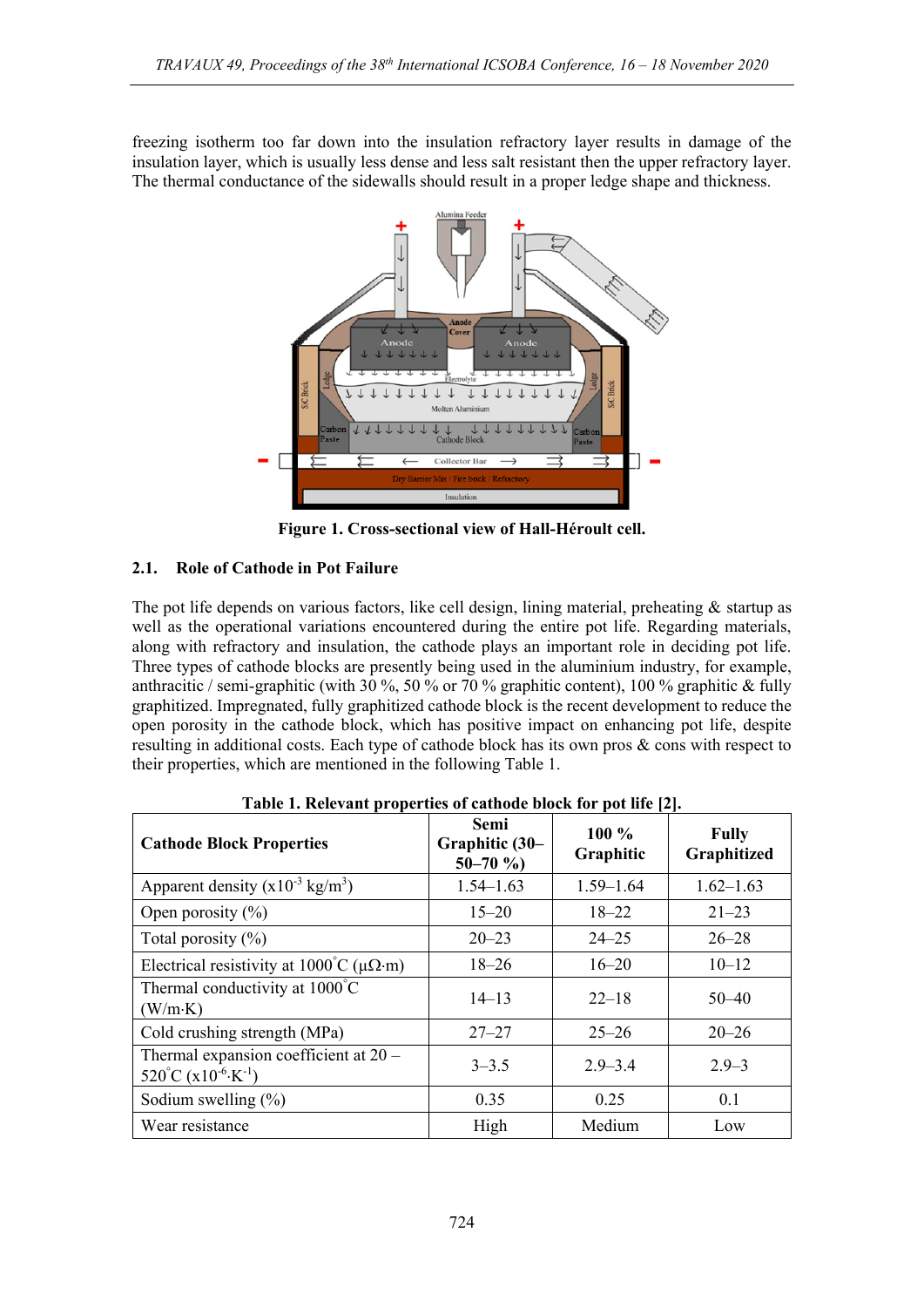freezing isotherm too far down into the insulation refractory layer results in damage of the insulation layer, which is usually less dense and less salt resistant then the upper refractory layer. The thermal conductance of the sidewalls should result in a proper ledge shape and thickness.

**Figure 1. Cross-sectional view of Hall-Héroult cell.**

### 2.1. Role of Cathode in Pot Failure

The pot life depends on various factors, like cell design, lining material, preheating & startup as well as the operational variations encountered during the entire pot life. Regarding materials, along with refractory and insulation, the cathode plays an important role in deciding pot life. Three types of cathode blocks are presently being used in the aluminium industry, for example, anthracitic / semi-graphitic (with 30 %, 50 % or 70 % graphitic content), 100 % graphitic & fully graphitized. Impregnated, fully graphitized cathode block is the recent development to reduce the open porosity in the cathode block, which has positive impact on enhancing pot life, despite resulting in additional costs. Each type of cathode block has its own pros & cons with respect to their properties, which are mentioned in the following Table 1.

**Table 1. Relevant properties of cathode block for pot life [2].**

| Cathode Block Properties | Semi Graphitic (30–50–70 %) | 100 % Graphitic | Fully Graphitized |
|---|---|---|---|
| Apparent density ($\times10^{-3}$ kg/m$^3$) | 1.54–1.63 | 1.59–1.64 | 1.62–1.63 |
| Open porosity (%) | 15–20 | 18–22 | 21–23 |
| Total porosity (%) | 20–23 | 24–25 | 26–28 |
| Electrical resistivity at 1000 °C ($\mu\Omega\cdot$m) | 18–26 | 16–20 | 10–12 |
| Thermal conductivity at 1000 °C (W/m·K) | 14–13 | 22–18 | 50–40 |
| Cold crushing strength (MPa) | 27–27 | 25–26 | 20–26 |
| Thermal expansion coefficient at 20 – 520 °C ($\times10^{-6}\cdot$K$^{-1}$) | 3–3.5 | 2.9–3.4 | 2.9–3 |
| Sodium swelling (%) | 0.35 | 0.25 | 0.1 |
| Wear resistance | High | Medium | Low |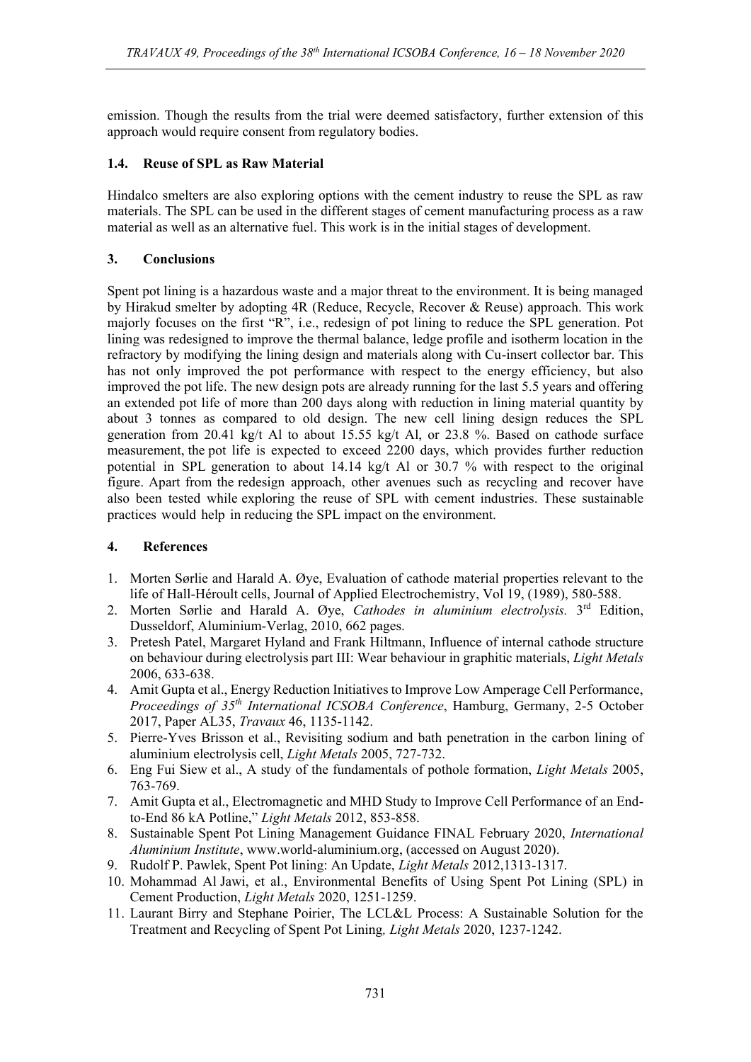emission. Though the results from the trial were deemed satisfactory, further extension of this approach would require consent from regulatory bodies.

### 1.4. Reuse of SPL as Raw Material

Hindalco smelters are also exploring options with the cement industry to reuse the SPL as raw materials. The SPL can be used in the different stages of cement manufacturing process as a raw material as well as an alternative fuel. This work is in the initial stages of development.

## 3. Conclusions

Spent pot lining is a hazardous waste and a major threat to the environment. It is being managed by Hirakud smelter by adopting 4R (Reduce, Recycle, Recover & Reuse) approach. This work majorly focuses on the first "R", i.e., redesign of pot lining to reduce the SPL generation. Pot lining was redesigned to improve the thermal balance, ledge profile and isotherm location in the refractory by modifying the lining design and materials along with Cu-insert collector bar. This has not only improved the pot performance with respect to the energy efficiency, but also improved the pot life. The new design pots are already running for the last 5.5 years and offering an extended pot life of more than 200 days along with reduction in lining material quantity by about 3 tonnes as compared to old design. The new cell lining design reduces the SPL generation from 20.41 kg/t Al to about 15.55 kg/t Al, or 23.8 %. Based on cathode surface measurement, the pot life is expected to exceed 2200 days, which provides further reduction potential in SPL generation to about 14.14 kg/t Al or 30.7 % with respect to the original figure. Apart from the redesign approach, other avenues such as recycling and recover have also been tested while exploring the reuse of SPL with cement industries. These sustainable practices would help in reducing the SPL impact on the environment.

## 4. References

1. Morten Sørlie and Harald A. Øye, Evaluation of cathode material properties relevant to the life of Hall-Héroult cells, Journal of Applied Electrochemistry, Vol 19, (1989), 580-588.
2. Morten Sørlie and Harald A. Øye, *Cathodes in aluminium electrolysis.* 3rd Edition, Dusseldorf, Aluminium-Verlag, 2010, 662 pages.
3. Pretesh Patel, Margaret Hyland and Frank Hiltmann, Influence of internal cathode structure on behaviour during electrolysis part III: Wear behaviour in graphitic materials, *Light Metals* 2006, 633-638.
4. Amit Gupta et al., Energy Reduction Initiatives to Improve Low Amperage Cell Performance, *Proceedings of 35th International ICSOBA Conference*, Hamburg, Germany, 2-5 October 2017, Paper AL35, *Travaux* 46, 1135-1142.
5. Pierre-Yves Brisson et al., Revisiting sodium and bath penetration in the carbon lining of aluminium electrolysis cell, *Light Metals* 2005, 727-732.
6. Eng Fui Siew et al., A study of the fundamentals of pothole formation, *Light Metals* 2005, 763-769.
7. Amit Gupta et al., Electromagnetic and MHD Study to Improve Cell Performance of an End-to-End 86 kA Potline," *Light Metals* 2012, 853-858.
8. Sustainable Spent Pot Lining Management Guidance FINAL February 2020, *International Aluminium Institute*, www.world-aluminium.org, (accessed on August 2020).
9. Rudolf P. Pawlek, Spent Pot lining: An Update, *Light Metals* 2012,1313-1317.
10. Mohammad Al Jawi, et al., Environmental Benefits of Using Spent Pot Lining (SPL) in Cement Production, *Light Metals* 2020, 1251-1259.
11. Laurant Birry and Stephane Poirier, The LCL&L Process: A Sustainable Solution for the Treatment and Recycling of Spent Pot Lining, *Light Metals* 2020, 1237-1242.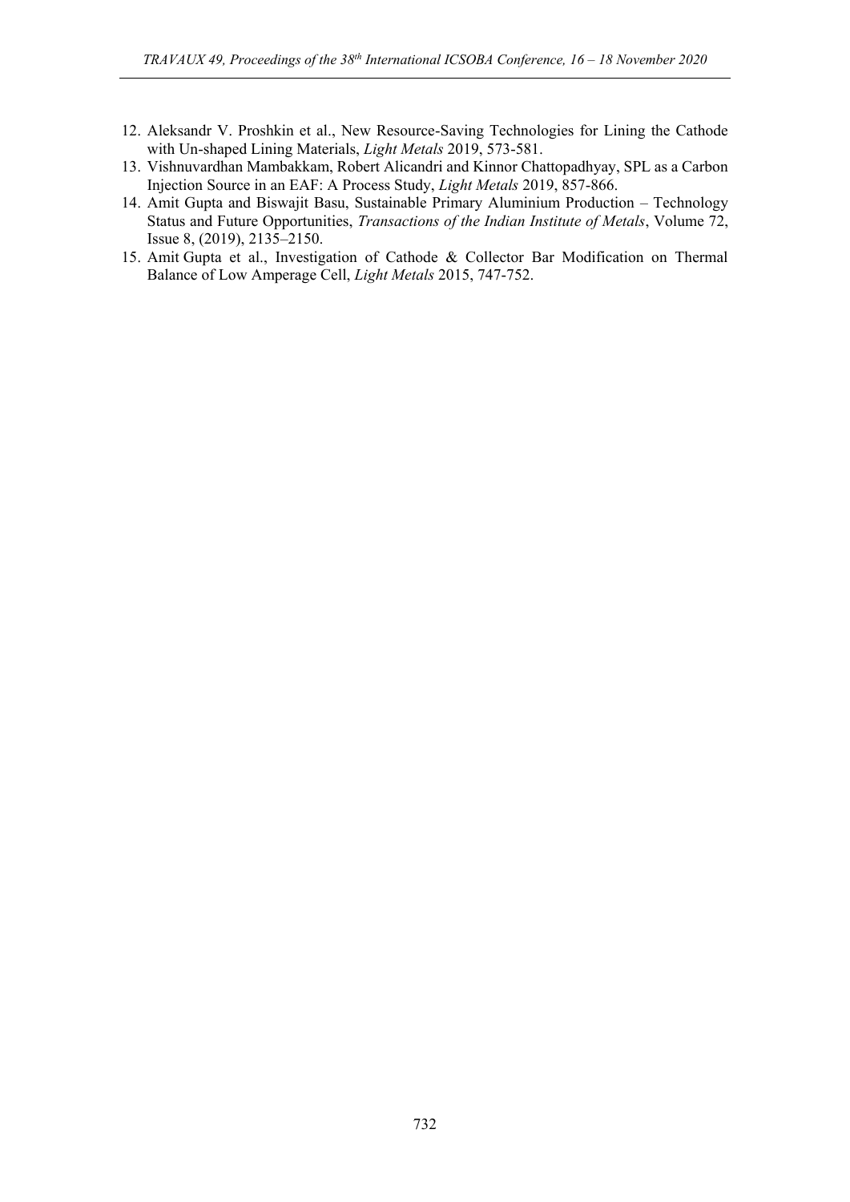12. Aleksandr V. Proshkin et al., New Resource-Saving Technologies for Lining the Cathode with Un-shaped Lining Materials, *Light Metals* 2019, 573-581.
13. Vishnuvardhan Mambakkam, Robert Alicandri and Kinnor Chattopadhyay, SPL as a Carbon Injection Source in an EAF: A Process Study, *Light Metals* 2019, 857-866.
14. Amit Gupta and Biswajit Basu, Sustainable Primary Aluminium Production – Technology Status and Future Opportunities, *Transactions of the Indian Institute of Metals*, Volume 72, Issue 8, (2019), 2135–2150.
15. Amit Gupta et al., Investigation of Cathode & Collector Bar Modification on Thermal Balance of Low Amperage Cell, *Light Metals* 2015, 747-752.